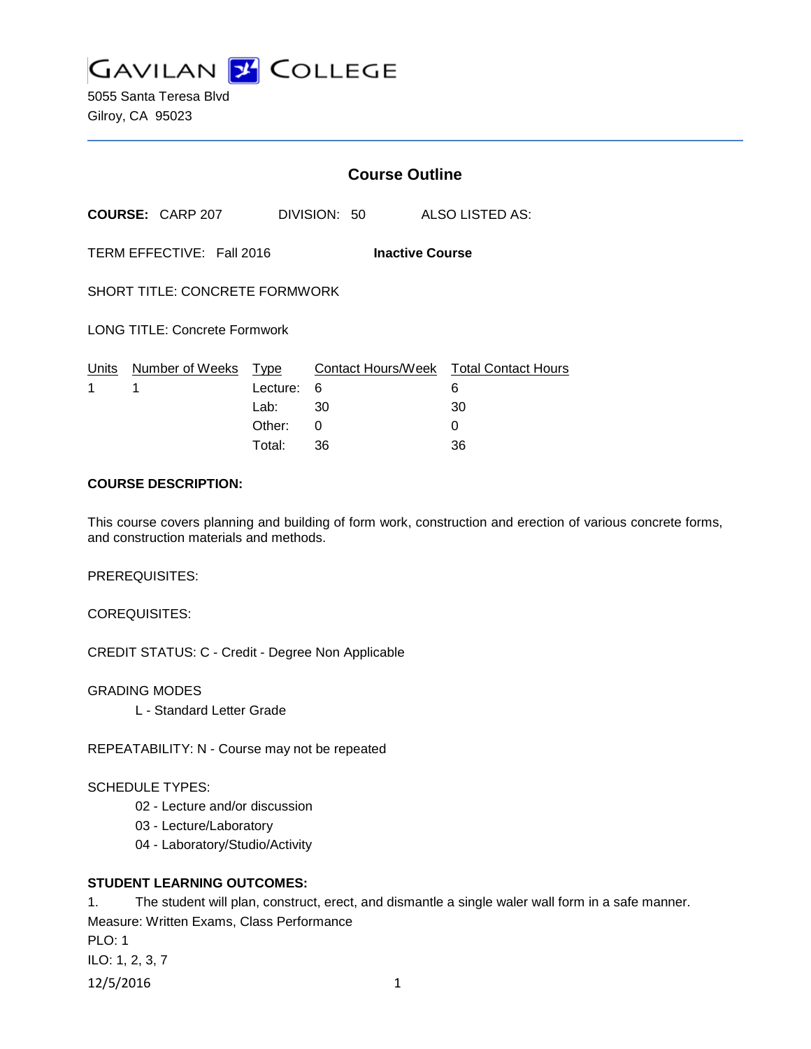# GAVILAN COLLEGE

5055 Santa Teresa Blvd
Gilroy, CA 95023

## Course Outline

**COURSE:** CARP 207 DIVISION: 50 ALSO LISTED AS:

TERM EFFECTIVE: Fall 2016 **Inactive Course**

SHORT TITLE: CONCRETE FORMWORK

LONG TITLE: Concrete Formwork

| Units | Number of Weeks | Type | Contact Hours/Week | Total Contact Hours |
|---|---|---|---|---|
| 1 | 1 | Lecture: | 6 | 6 |
| | | Lab: | 30 | 30 |
| | | Other: | 0 | 0 |
| | | Total: | 36 | 36 |

**COURSE DESCRIPTION:**

This course covers planning and building of form work, construction and erection of various concrete forms, and construction materials and methods.

PREREQUISITES:

COREQUISITES:

CREDIT STATUS: C - Credit - Degree Non Applicable

GRADING MODES

L - Standard Letter Grade

REPEATABILITY: N - Course may not be repeated

SCHEDULE TYPES:

02 - Lecture and/or discussion
03 - Lecture/Laboratory
04 - Laboratory/Studio/Activity

**STUDENT LEARNING OUTCOMES:**

1. The student will plan, construct, erect, and dismantle a single waler wall form in a safe manner.
Measure: Written Exams, Class Performance
PLO: 1
ILO: 1, 2, 3, 7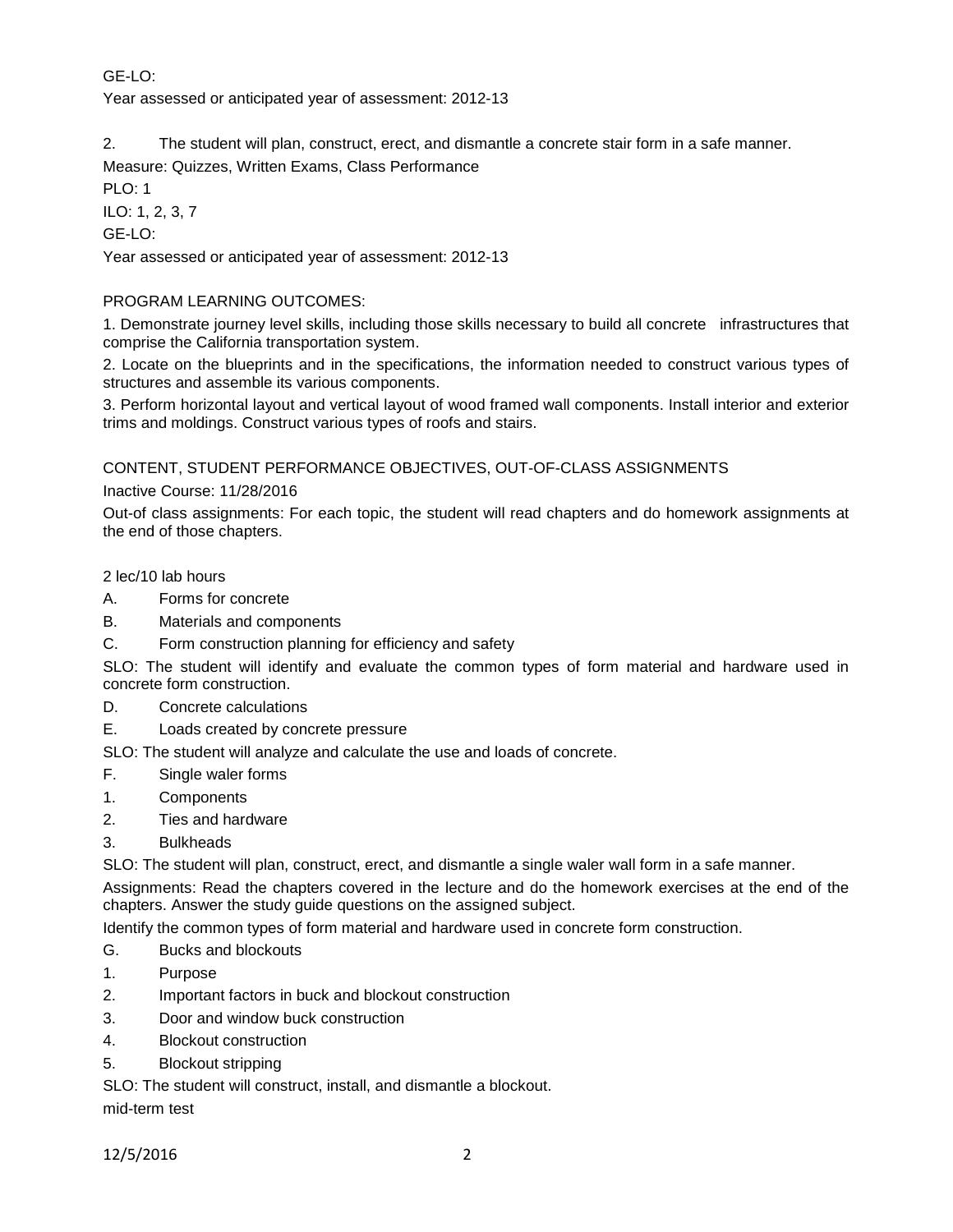GE-LO:

Year assessed or anticipated year of assessment: 2012-13

2. The student will plan, construct, erect, and dismantle a concrete stair form in a safe manner.

Measure: Quizzes, Written Exams, Class Performance

PLO: 1

ILO: 1, 2, 3, 7

GE-LO:

Year assessed or anticipated year of assessment: 2012-13

PROGRAM LEARNING OUTCOMES:

1. Demonstrate journey level skills, including those skills necessary to build all concrete infrastructures that comprise the California transportation system.
2. Locate on the blueprints and in the specifications, the information needed to construct various types of structures and assemble its various components.
3. Perform horizontal layout and vertical layout of wood framed wall components. Install interior and exterior trims and moldings. Construct various types of roofs and stairs.

CONTENT, STUDENT PERFORMANCE OBJECTIVES, OUT-OF-CLASS ASSIGNMENTS

Inactive Course: 11/28/2016

Out-of class assignments: For each topic, the student will read chapters and do homework assignments at the end of those chapters.

2 lec/10 lab hours

A. Forms for concrete

B. Materials and components

C. Form construction planning for efficiency and safety

SLO: The student will identify and evaluate the common types of form material and hardware used in concrete form construction.

D. Concrete calculations

E. Loads created by concrete pressure

SLO: The student will analyze and calculate the use and loads of concrete.

F. Single waler forms

1. Components
2. Ties and hardware
3. Bulkheads

SLO: The student will plan, construct, erect, and dismantle a single waler wall form in a safe manner.

Assignments: Read the chapters covered in the lecture and do the homework exercises at the end of the chapters. Answer the study guide questions on the assigned subject.

Identify the common types of form material and hardware used in concrete form construction.

G. Bucks and blockouts

1. Purpose
2. Important factors in buck and blockout construction
3. Door and window buck construction
4. Blockout construction
5. Blockout stripping

SLO: The student will construct, install, and dismantle a blockout.

mid-term test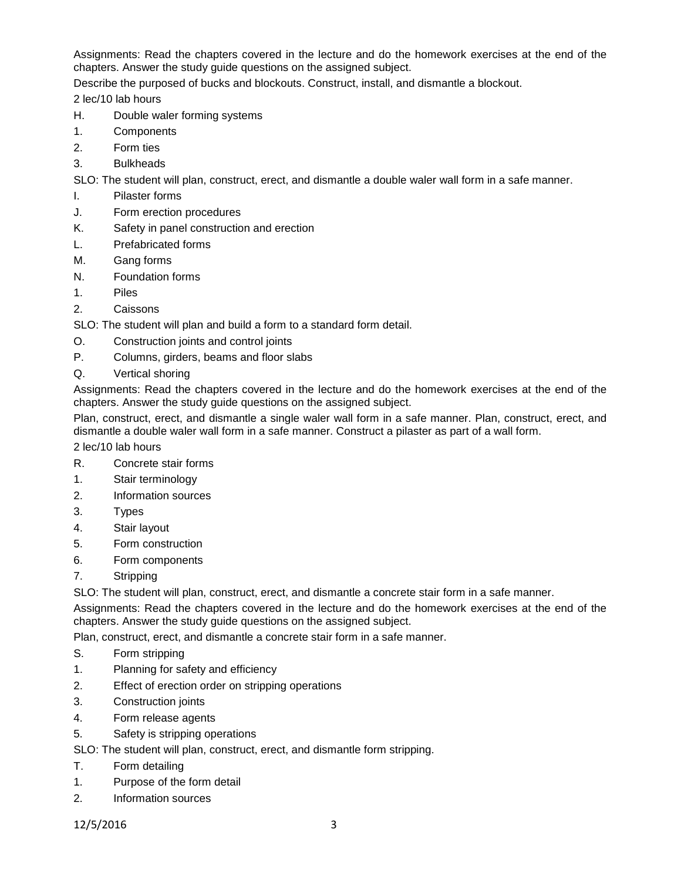Assignments: Read the chapters covered in the lecture and do the homework exercises at the end of the chapters. Answer the study guide questions on the assigned subject.

Describe the purposed of bucks and blockouts. Construct, install, and dismantle a blockout.

2 lec/10 lab hours

H. Double waler forming systems

1. Components
2. Form ties
3. Bulkheads

SLO: The student will plan, construct, erect, and dismantle a double waler wall form in a safe manner.

I. Pilaster forms

J. Form erection procedures

K. Safety in panel construction and erection

L. Prefabricated forms

M. Gang forms

N. Foundation forms

1. Piles
2. Caissons

SLO: The student will plan and build a form to a standard form detail.

O. Construction joints and control joints

P. Columns, girders, beams and floor slabs

Q. Vertical shoring

Assignments: Read the chapters covered in the lecture and do the homework exercises at the end of the chapters. Answer the study guide questions on the assigned subject.

Plan, construct, erect, and dismantle a single waler wall form in a safe manner. Plan, construct, erect, and dismantle a double waler wall form in a safe manner. Construct a pilaster as part of a wall form.

2 lec/10 lab hours

R. Concrete stair forms

1. Stair terminology
2. Information sources
3. Types
4. Stair layout
5. Form construction
6. Form components
7. Stripping

SLO: The student will plan, construct, erect, and dismantle a concrete stair form in a safe manner.

Assignments: Read the chapters covered in the lecture and do the homework exercises at the end of the chapters. Answer the study guide questions on the assigned subject.

Plan, construct, erect, and dismantle a concrete stair form in a safe manner.

S. Form stripping

1. Planning for safety and efficiency
2. Effect of erection order on stripping operations
3. Construction joints
4. Form release agents
5. Safety is stripping operations

SLO: The student will plan, construct, erect, and dismantle form stripping.

T. Form detailing

1. Purpose of the form detail
2. Information sources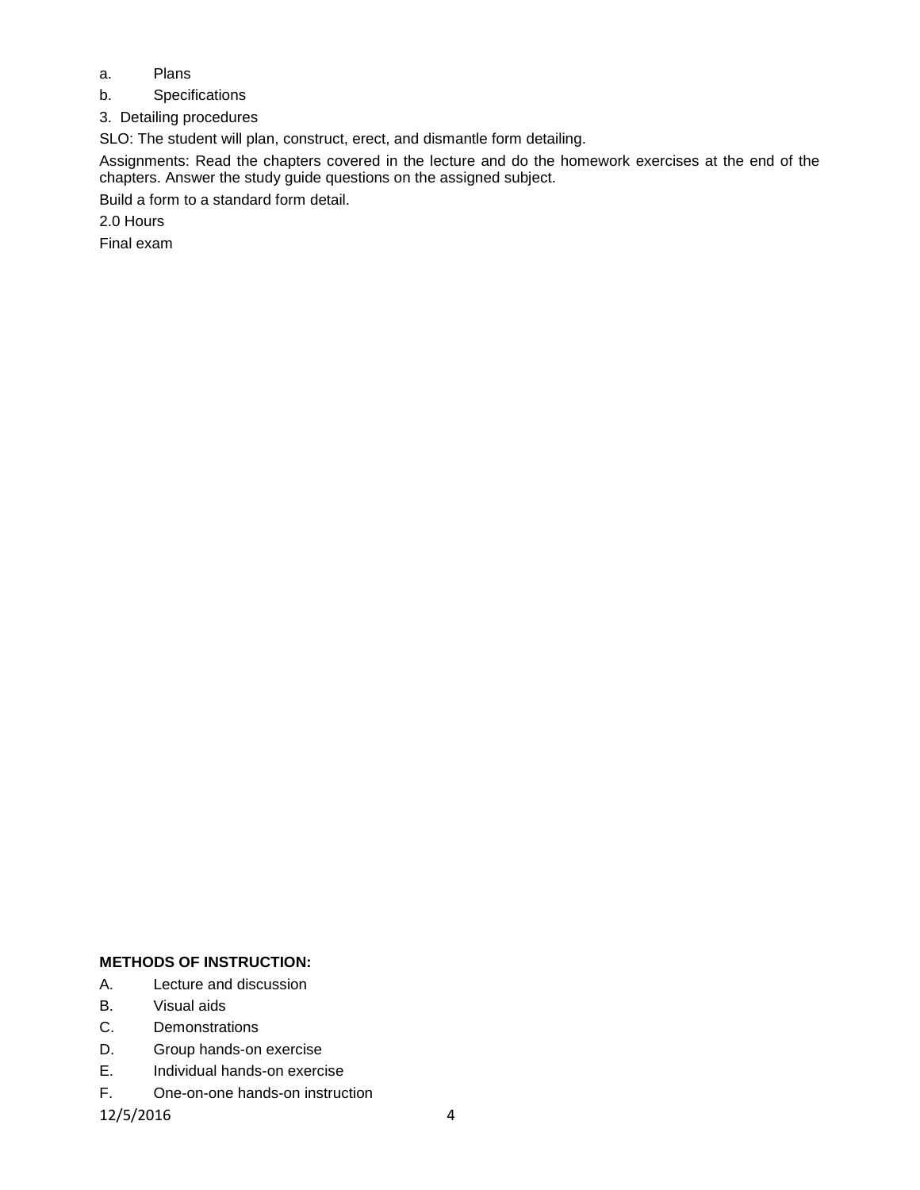a. Plans

b. Specifications

3. Detailing procedures

SLO: The student will plan, construct, erect, and dismantle form detailing.

Assignments: Read the chapters covered in the lecture and do the homework exercises at the end of the chapters. Answer the study guide questions on the assigned subject.

Build a form to a standard form detail.

2.0 Hours

Final exam

**METHODS OF INSTRUCTION:**

A. Lecture and discussion

B. Visual aids

C. Demonstrations

D. Group hands-on exercise

E. Individual hands-on exercise

F. One-on-one hands-on instruction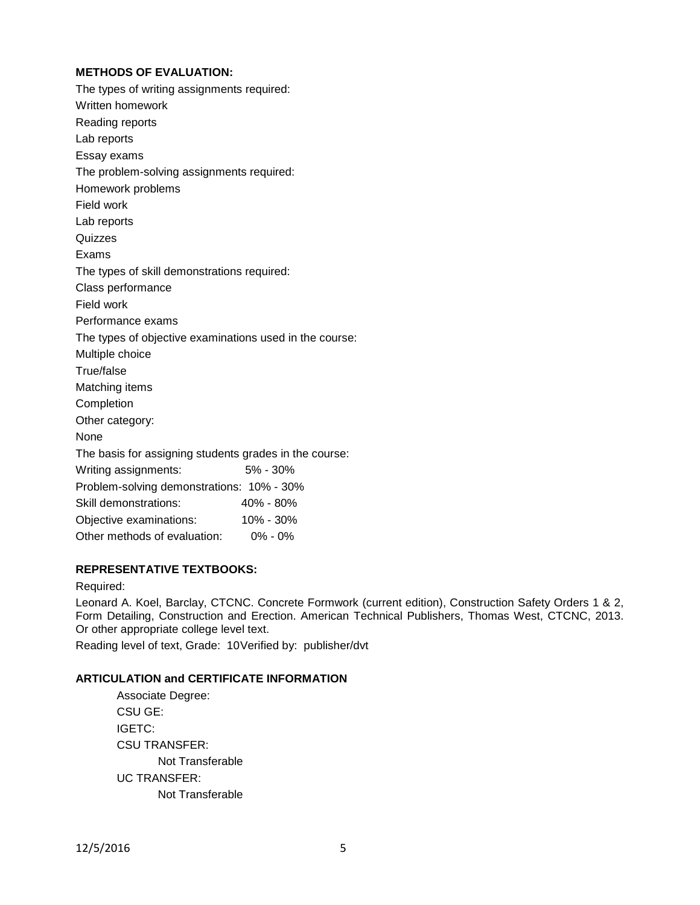**METHODS OF EVALUATION:**

The types of writing assignments required:

Written homework

Reading reports

Lab reports

Essay exams

The problem-solving assignments required:

Homework problems

Field work

Lab reports

Quizzes

Exams

The types of skill demonstrations required:

Class performance

Field work

Performance exams

The types of objective examinations used in the course:

Multiple choice

True/false

Matching items

Completion

Other category:

None

The basis for assigning students grades in the course:

| | |
|---|---|
| Writing assignments: | 5% - 30% |
| Problem-solving demonstrations: | 10% - 30% |
| Skill demonstrations: | 40% - 80% |
| Objective examinations: | 10% - 30% |
| Other methods of evaluation: | 0% - 0% |

**REPRESENTATIVE TEXTBOOKS:**

Required:

Leonard A. Koel, Barclay, CTCNC. Concrete Formwork (current edition), Construction Safety Orders 1 & 2, Form Detailing, Construction and Erection. American Technical Publishers, Thomas West, CTCNC, 2013. Or other appropriate college level text.

Reading level of text, Grade: 10 Verified by: publisher/dvt

**ARTICULATION and CERTIFICATE INFORMATION**

Associate Degree:

CSU GE:

IGETC:

CSU TRANSFER:

Not Transferable

UC TRANSFER:

Not Transferable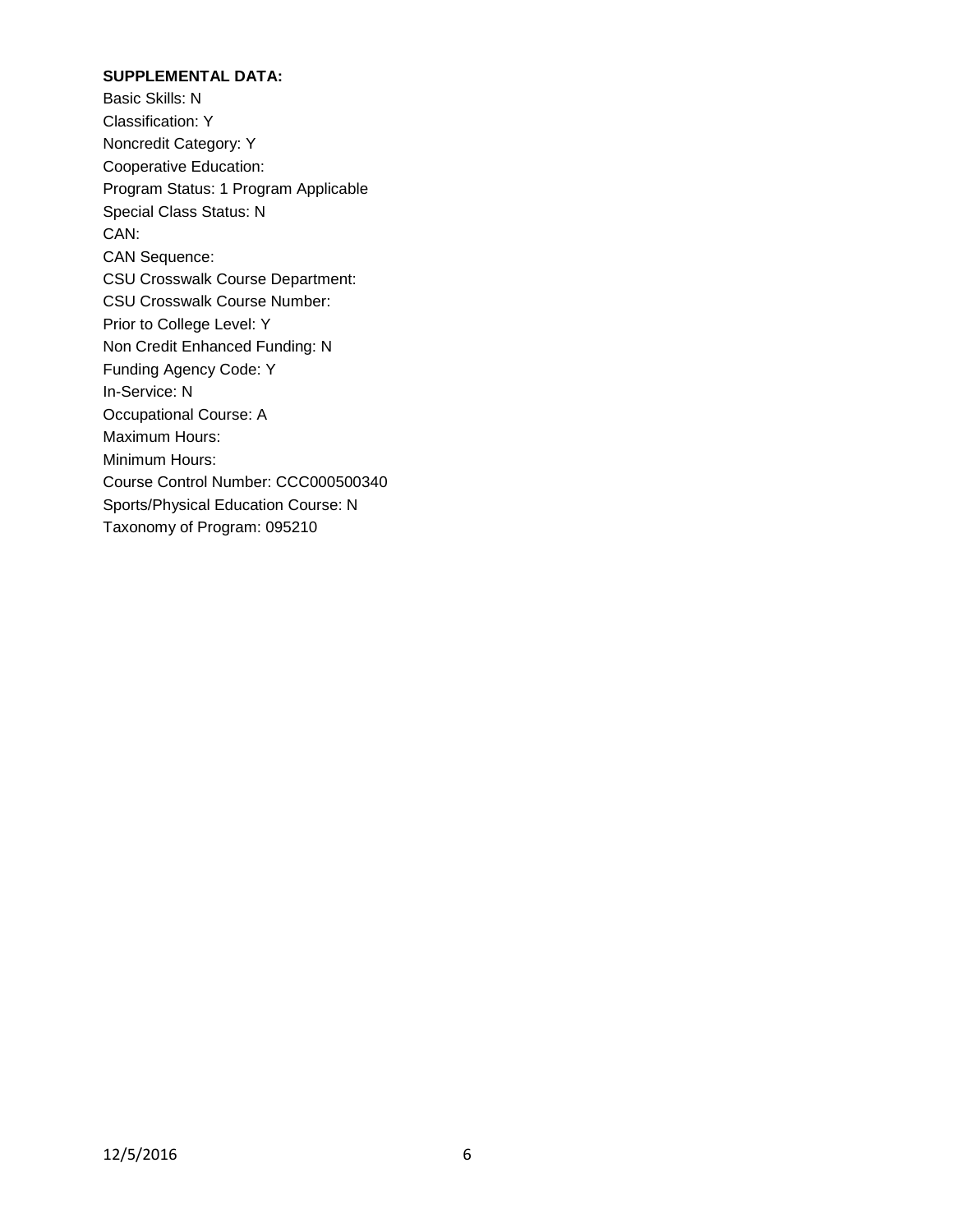**SUPPLEMENTAL DATA:**

Basic Skills: N

Classification: Y

Noncredit Category: Y

Cooperative Education:

Program Status: 1 Program Applicable

Special Class Status: N

CAN:

CAN Sequence:

CSU Crosswalk Course Department:

CSU Crosswalk Course Number:

Prior to College Level: Y

Non Credit Enhanced Funding: N

Funding Agency Code: Y

In-Service: N

Occupational Course: A

Maximum Hours:

Minimum Hours:

Course Control Number: CCC000500340

Sports/Physical Education Course: N

Taxonomy of Program: 095210